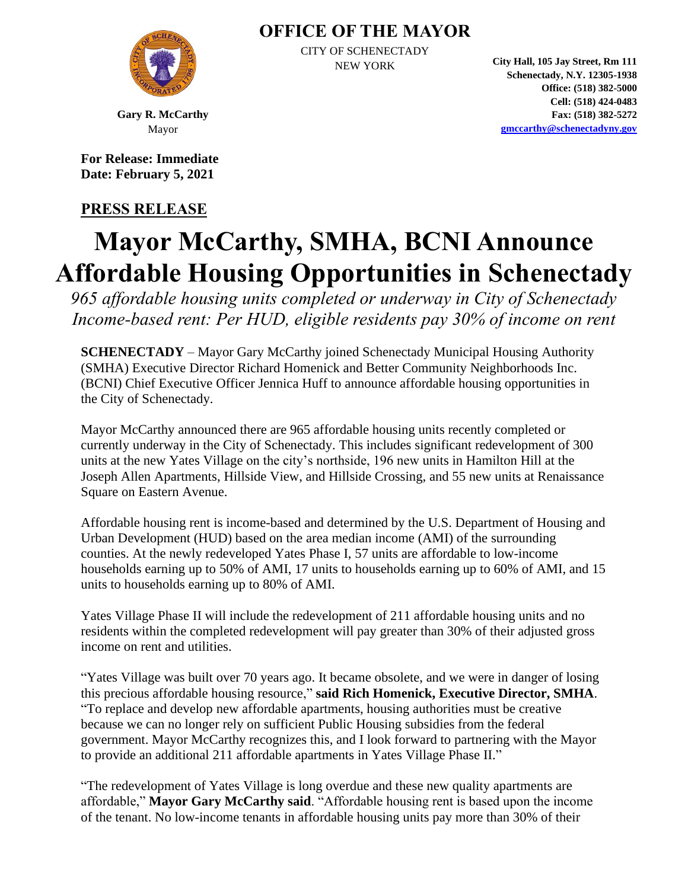# OFFICE OF THE MAYOR

CITY OF SCHENECTADY
NEW YORK

**Gary R. McCarthy**
Mayor

**City Hall, 105 Jay Street, Rm 111**
**Schenectady, N.Y. 12305-1938**
**Office: (518) 382-5000**
**Cell: (518) 424-0483**
**Fax: (518) 382-5272**
**gmccarthy@schenectadyny.gov**

**For Release: Immediate**
**Date: February 5, 2021**

## PRESS RELEASE

# Mayor McCarthy, SMHA, BCNI Announce Affordable Housing Opportunities in Schenectady

*965 affordable housing units completed or underway in City of Schenectady*
*Income-based rent: Per HUD, eligible residents pay 30% of income on rent*

**SCHENECTADY** – Mayor Gary McCarthy joined Schenectady Municipal Housing Authority (SMHA) Executive Director Richard Homenick and Better Community Neighborhoods Inc. (BCNI) Chief Executive Officer Jennica Huff to announce affordable housing opportunities in the City of Schenectady.

Mayor McCarthy announced there are 965 affordable housing units recently completed or currently underway in the City of Schenectady. This includes significant redevelopment of 300 units at the new Yates Village on the city's northside, 196 new units in Hamilton Hill at the Joseph Allen Apartments, Hillside View, and Hillside Crossing, and 55 new units at Renaissance Square on Eastern Avenue.

Affordable housing rent is income-based and determined by the U.S. Department of Housing and Urban Development (HUD) based on the area median income (AMI) of the surrounding counties. At the newly redeveloped Yates Phase I, 57 units are affordable to low-income households earning up to 50% of AMI, 17 units to households earning up to 60% of AMI, and 15 units to households earning up to 80% of AMI.

Yates Village Phase II will include the redevelopment of 211 affordable housing units and no residents within the completed redevelopment will pay greater than 30% of their adjusted gross income on rent and utilities.

"Yates Village was built over 70 years ago. It became obsolete, and we were in danger of losing this precious affordable housing resource," **said Rich Homenick, Executive Director, SMHA**. "To replace and develop new affordable apartments, housing authorities must be creative because we can no longer rely on sufficient Public Housing subsidies from the federal government. Mayor McCarthy recognizes this, and I look forward to partnering with the Mayor to provide an additional 211 affordable apartments in Yates Village Phase II."

"The redevelopment of Yates Village is long overdue and these new quality apartments are affordable," **Mayor Gary McCarthy said**. "Affordable housing rent is based upon the income of the tenant. No low-income tenants in affordable housing units pay more than 30% of their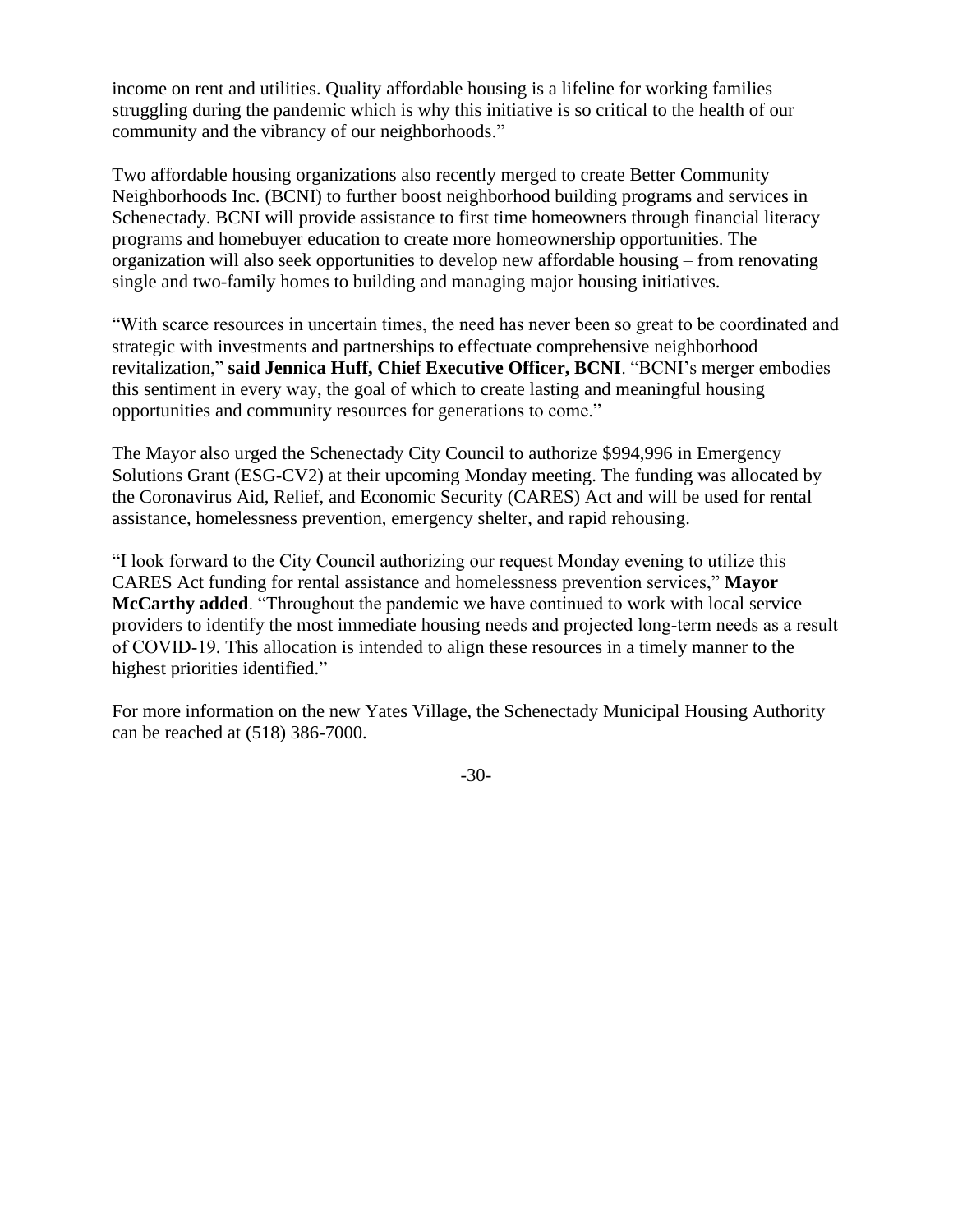income on rent and utilities. Quality affordable housing is a lifeline for working families struggling during the pandemic which is why this initiative is so critical to the health of our community and the vibrancy of our neighborhoods."

Two affordable housing organizations also recently merged to create Better Community Neighborhoods Inc. (BCNI) to further boost neighborhood building programs and services in Schenectady. BCNI will provide assistance to first time homeowners through financial literacy programs and homebuyer education to create more homeownership opportunities. The organization will also seek opportunities to develop new affordable housing – from renovating single and two-family homes to building and managing major housing initiatives.

"With scarce resources in uncertain times, the need has never been so great to be coordinated and strategic with investments and partnerships to effectuate comprehensive neighborhood revitalization," **said Jennica Huff, Chief Executive Officer, BCNI**. "BCNI's merger embodies this sentiment in every way, the goal of which to create lasting and meaningful housing opportunities and community resources for generations to come."

The Mayor also urged the Schenectady City Council to authorize $994,996 in Emergency Solutions Grant (ESG-CV2) at their upcoming Monday meeting. The funding was allocated by the Coronavirus Aid, Relief, and Economic Security (CARES) Act and will be used for rental assistance, homelessness prevention, emergency shelter, and rapid rehousing.

"I look forward to the City Council authorizing our request Monday evening to utilize this CARES Act funding for rental assistance and homelessness prevention services," **Mayor McCarthy added**. "Throughout the pandemic we have continued to work with local service providers to identify the most immediate housing needs and projected long-term needs as a result of COVID-19. This allocation is intended to align these resources in a timely manner to the highest priorities identified."

For more information on the new Yates Village, the Schenectady Municipal Housing Authority can be reached at (518) 386-7000.

-30-